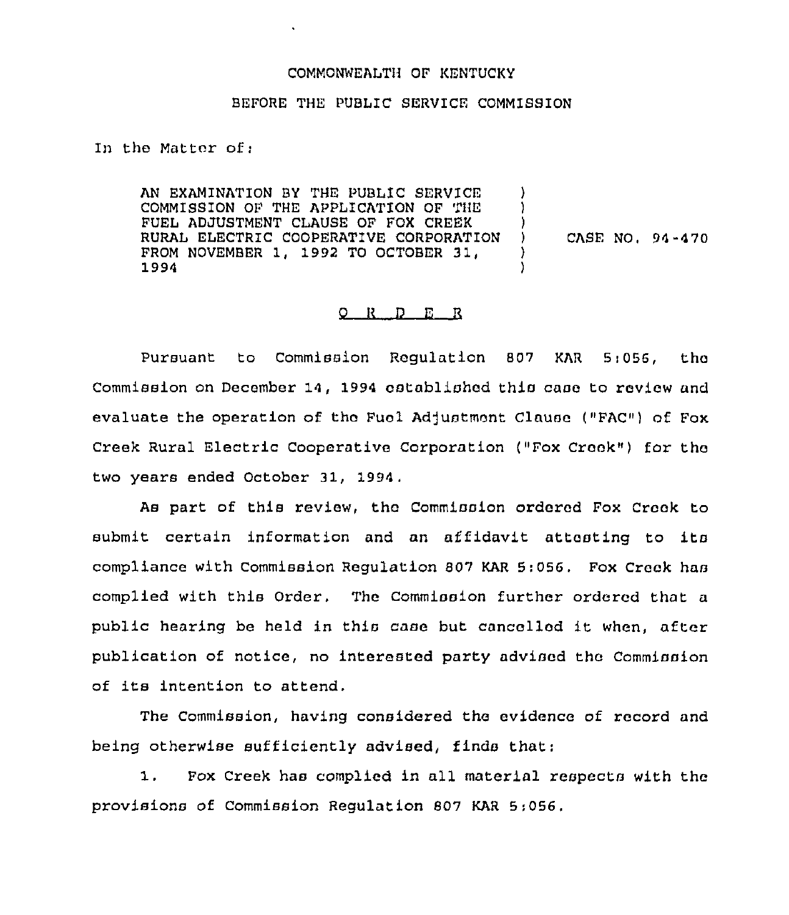COMMONWEALTH OF KENTUCKY

BEFORE THE PUBLIC SERVICE COMMISSION

In the Matter of:

| | | |
|---|---|---|
| AN EXAMINATION BY THE PUBLIC SERVICE COMMISSION OF THE APPLICATION OF THE FUEL ADJUSTMENT CLAUSE OF FOX CREEK RURAL ELECTRIC COOPERATIVE CORPORATION FROM NOVEMBER 1, 1992 TO OCTOBER 31, 1994 | ) ) ) ) ) ) | CASE NO. 94-470 |

O R D E R

Pursuant to Commission Regulation 807 KAR 5:056, the Commission on December 14, 1994 established this case to review and evaluate the operation of the Fuel Adjustment Clause ("FAC") of Fox Creek Rural Electric Cooperative Corporation ("Fox Creek") for the two years ended October 31, 1994.

As part of this review, the Commission ordered Fox Creek to submit certain information and an affidavit attesting to its compliance with Commission Regulation 807 KAR 5:056. Fox Creek has complied with this Order. The Commission further ordered that a public hearing be held in this case but cancelled it when, after publication of notice, no interested party advised the Commission of its intention to attend.

The Commission, having considered the evidence of record and being otherwise sufficiently advised, finds that:

1. Fox Creek has complied in all material respects with the provisions of Commission Regulation 807 KAR 5:056.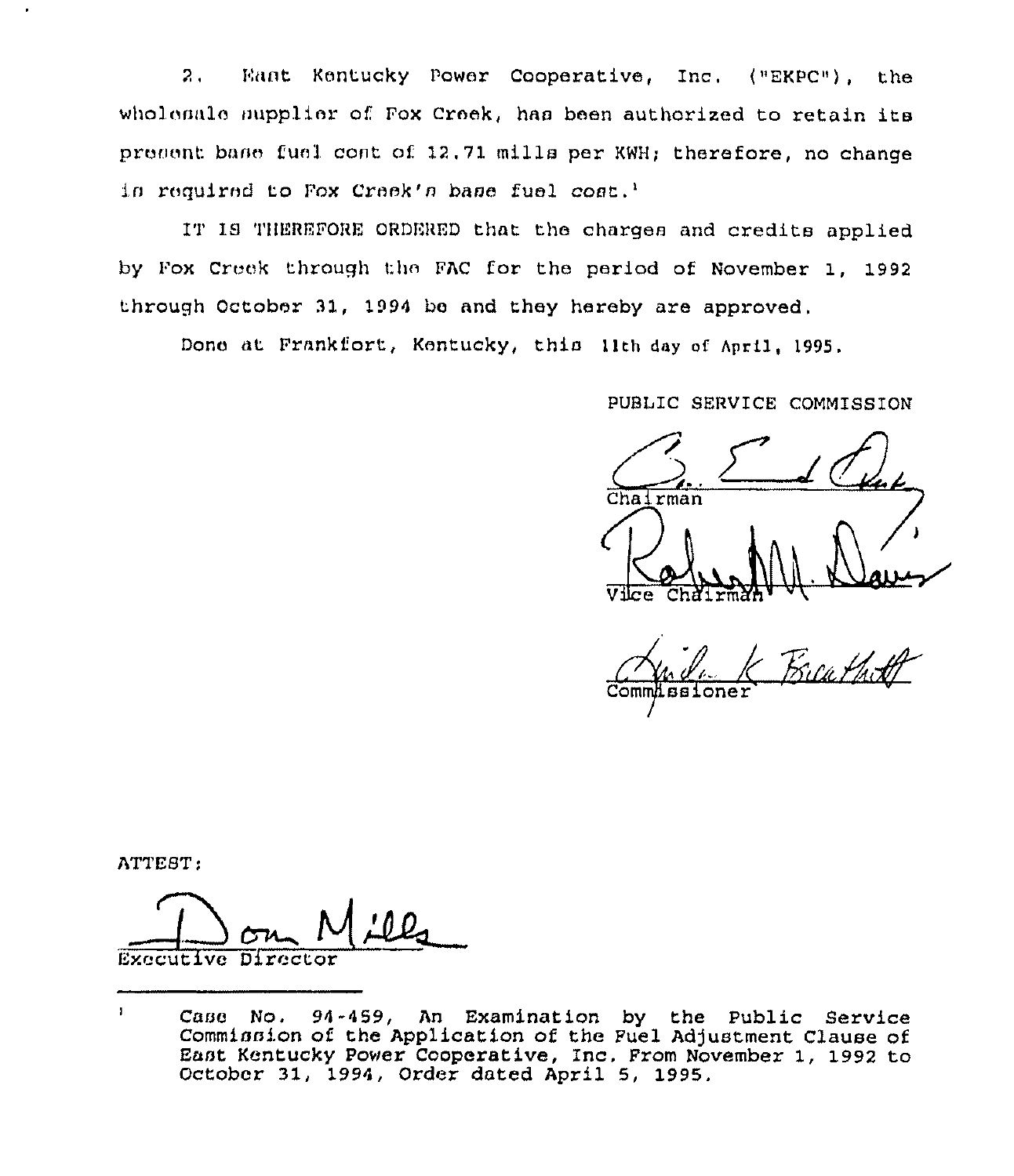2. East Kentucky Power Cooperative, Inc. ("EKPC"), the wholesale supplier of Fox Creek, has been authorized to retain its present base fuel cost of 12.71 mills per KWH; therefore, no change is required to Fox Creek's base fuel cost.[1]

IT IS THEREFORE ORDERED that the charges and credits applied by Fox Creek through the FAC for the period of November 1, 1992 through October 31, 1994 be and they hereby are approved.

Done at Frankfort, Kentucky, this 11th day of April, 1995.

PUBLIC SERVICE COMMISSION

Chairman

Vice Chairman

Commissioner

ATTEST:

Executive Director

---

[1] Case No. 94-459, An Examination by the Public Service Commission of the Application of the Fuel Adjustment Clause of East Kentucky Power Cooperative, Inc. From November 1, 1992 to October 31, 1994, Order dated April 5, 1995.